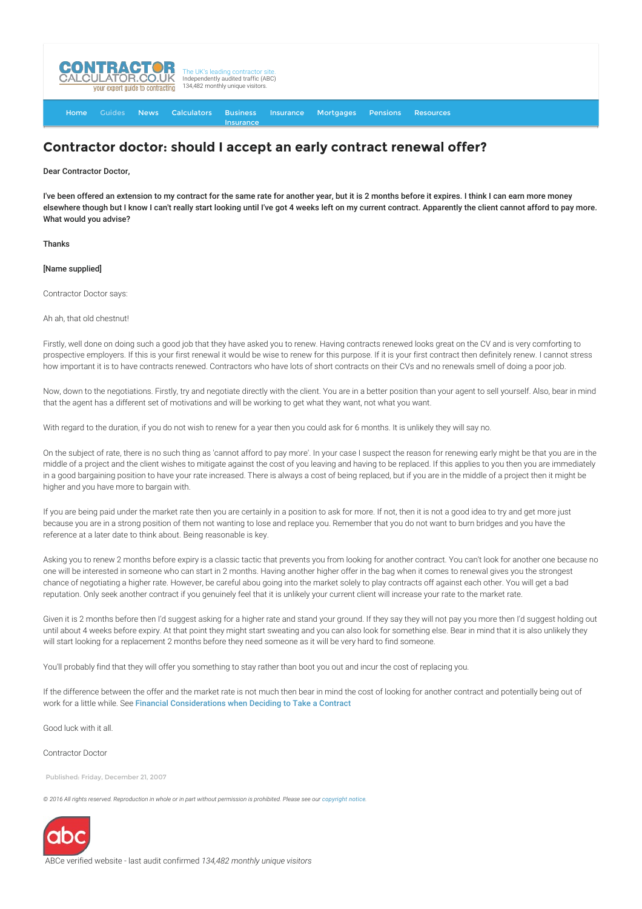# Contractor doctor: should I accept an early contract renewal offer?

**Dear Contractor Doctor,**

**I've been offered an extension to my contract for the same rate for another year, but it is 2 months before it expires. I think I can earn more money elsewhere though but I know I can't really start looking until I've got 4 weeks left on my current contract. Apparently the client cannot afford to pay more. What would you advise?**

**Thanks**

**[Name supplied]**

Contractor Doctor says:

Ah ah, that old chestnut!

Firstly, well done on doing such a good job that they have asked you to renew. Having contracts renewed looks great on the CV and is very comforting to prospective employers. If this is your first renewal it would be wise to renew for this purpose. If it is your first contract then definitely renew. I cannot stress how important it is to have contracts renewed. Contractors who have lots of short contracts on their CVs and no renewals smell of doing a poor job.

Now, down to the negotiations. Firstly, try and negotiate directly with the client. You are in a better position than your agent to sell yourself. Also, bear in mind that the agent has a different set of motivations and will be working to get what they want, not what you want.

With regard to the duration, if you do not wish to renew for a year then you could ask for 6 months. It is unlikely they will say no.

On the subject of rate, there is no such thing as 'cannot afford to pay more'. In your case I suspect the reason for renewing early might be that you are in the middle of a project and the client wishes to mitigate against the cost of you leaving and having to be replaced. If this applies to you then you are immediately in a good bargaining position to have your rate increased. There is always a cost of being replaced, but if you are in the middle of a project then it might be higher and you have more to bargain with.

If you are being paid under the market rate then you are certainly in a position to ask for more. If not, then it is not a good idea to try and get more just because you are in a strong position of them not wanting to lose and replace you. Remember that you do not want to burn bridges and you have the reference at a later date to think about. Being reasonable is key.

Asking you to renew 2 months before expiry is a classic tactic that prevents you from looking for another contract. You can't look for another one because no one will be interested in someone who can start in 2 months. Having another higher offer in the bag when it comes to renewal gives you the strongest chance of negotiating a higher rate. However, be careful abou going into the market solely to play contracts off against each other. You will get a bad reputation. Only seek another contract if you genuinely feel that it is unlikely your current client will increase your rate to the market rate.

Given it is 2 months before then I'd suggest asking for a higher rate and stand your ground. If they say they will not pay you more then I'd suggest holding out until about 4 weeks before expiry. At that point they might start sweating and you can also look for something else. Bear in mind that it is also unlikely they will start looking for a replacement 2 months before they need someone as it will be very hard to find someone.

You'll probably find that they will offer you something to stay rather than boot you out and incur the cost of replacing you.

If the difference between the offer and the market rate is not much then bear in mind the cost of looking for another contract and potentially being out of work for a little while. See Financial Considerations when Deciding to Take a Contract

Good luck with it all.

Contractor Doctor

Published: Friday, December 21, 2007

*© 2016 All rights reserved. Reproduction in whole or in part without permission is prohibited. Please see our copyright notice.*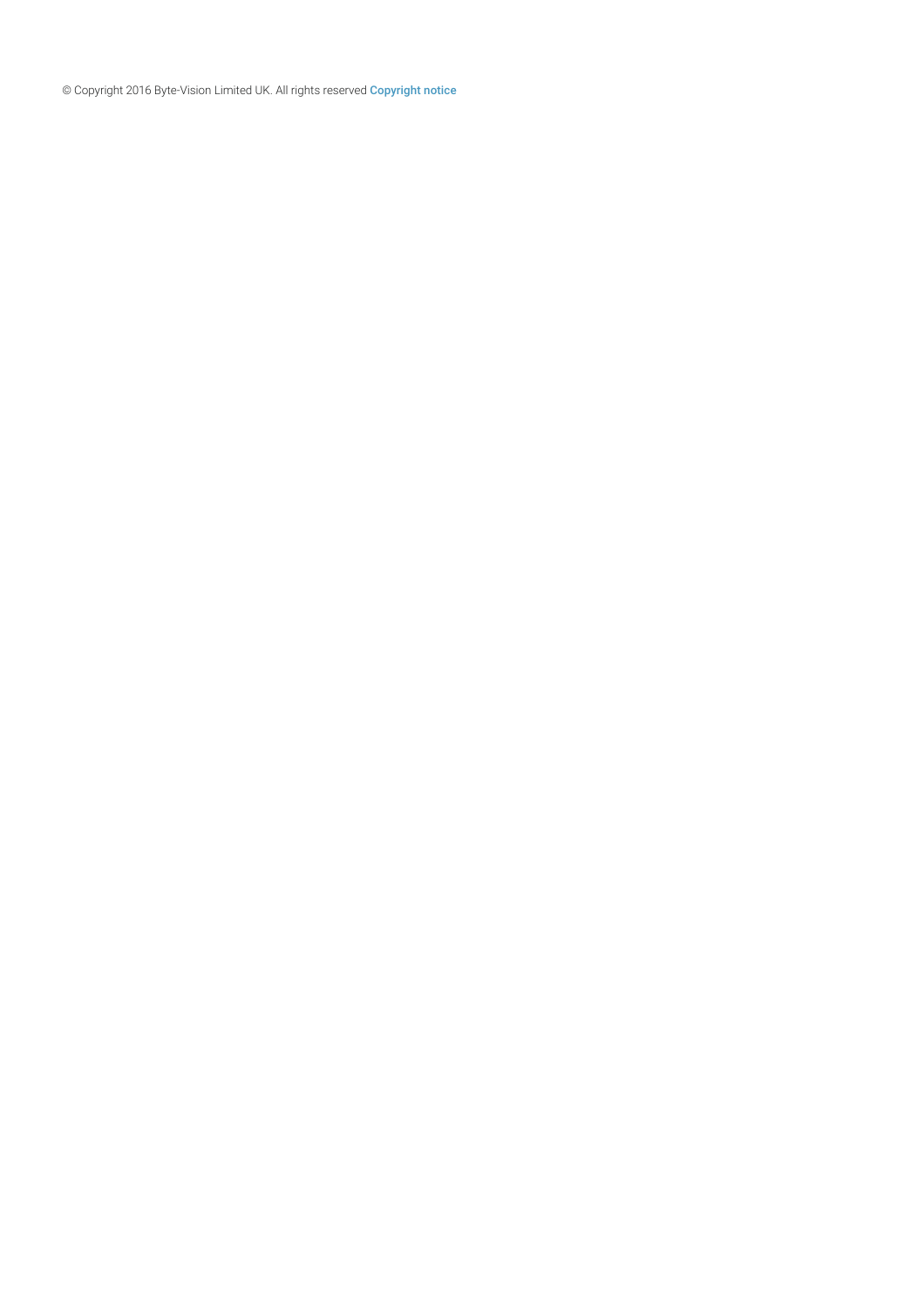© Copyright 2016 Byte-Vision Limited UK. All rights reserved **Copyright notice**